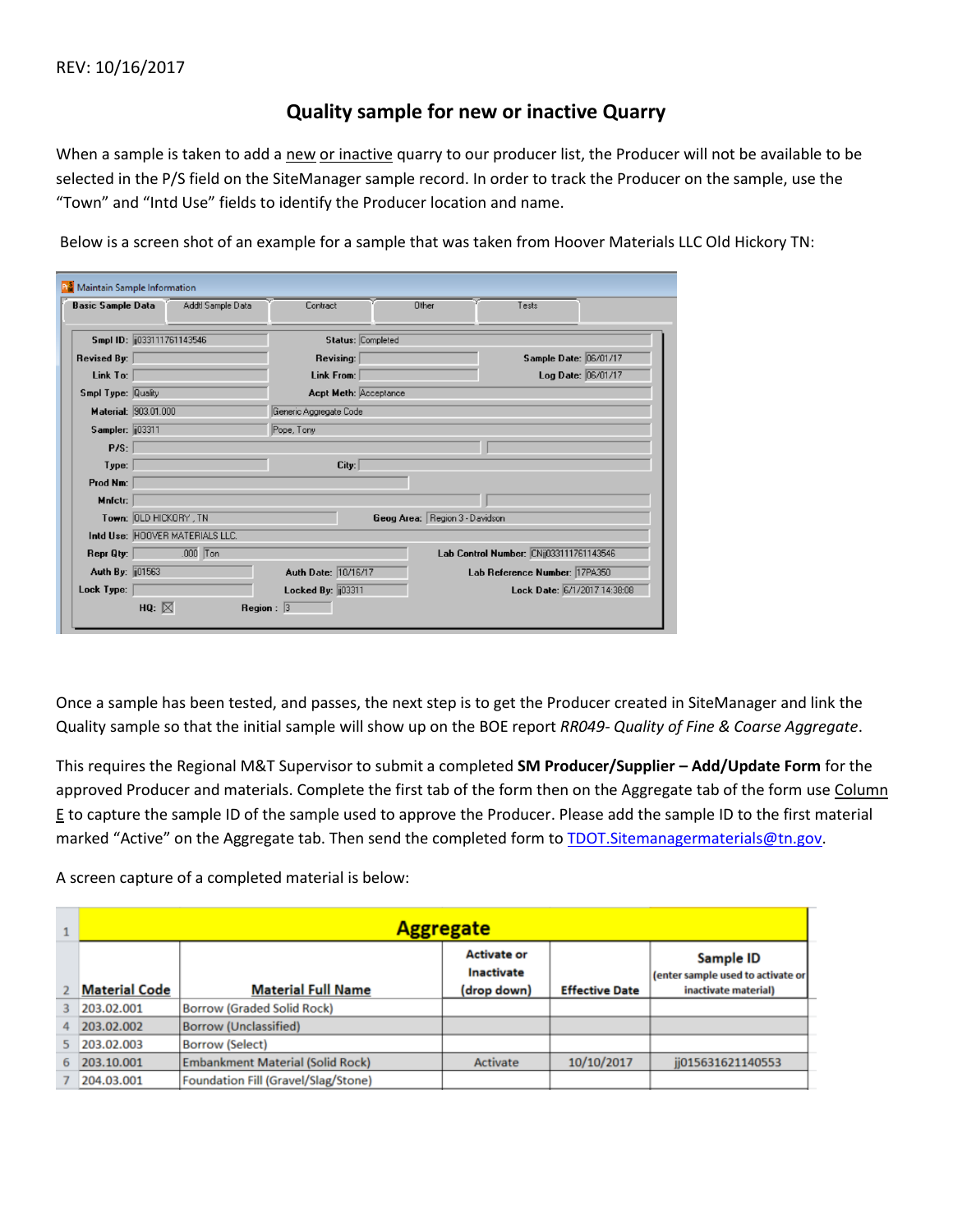REV: 10/16/2017

# Quality sample for new or inactive Quarry

When a sample is taken to add a new or inactive quarry to our producer list, the Producer will not be available to be selected in the P/S field on the SiteManager sample record. In order to track the Producer on the sample, use the "Town" and "Intd Use" fields to identify the Producer location and name.

Below is a screen shot of an example for a sample that was taken from Hoover Materials LLC Old Hickory TN:

Maintain Sample Information

Basic Sample Data | Addtl Sample Data | Contract | Other | Tests

- **Smpl ID:** jj033111761143546
- **Status:** Completed
- **Revised By:**
- **Revising:**
- **Sample Date:** 06/01/17
- **Link To:**
- **Link From:**
- **Log Date:** 06/01/17
- **Smpl Type:** Quality
- **Acpt Meth:** Acceptance
- **Material:** 903.01.000 — Generic Aggregate Code
- **Sampler:** jj03311 — Pope, Tony
- **P/S:**
- **Type:**
- **City:**
- **Prod Nm:**
- **Mnfctr:**
- **Town:** OLD HICKORY , TN
- **Geog Area:** Region 3 - Davidson
- **Intd Use:** HOOVER MATERIALS LLC
- **Repr Qty:** .000 Ton
- **Lab Control Number:** CNjj033111761143546
- **Auth By:** jj01563
- **Auth Date:** 10/16/17
- **Lab Reference Number:** 17PA350
- **Lock Type:**
- **Locked By:** jj03311
- **Lock Date:** 6/1/2017 14:38:08
- **HQ:** ☒
- **Region:** 3

Once a sample has been tested, and passes, the next step is to get the Producer created in SiteManager and link the Quality sample so that the initial sample will show up on the BOE report *RR049- Quality of Fine & Coarse Aggregate*.

This requires the Regional M&T Supervisor to submit a completed **SM Producer/Supplier – Add/Update Form** for the approved Producer and materials. Complete the first tab of the form then on the Aggregate tab of the form use Column E to capture the sample ID of the sample used to approve the Producer. Please add the sample ID to the first material marked "Active" on the Aggregate tab. Then send the completed form to TDOT.Sitemanagermaterials@tn.gov.

A screen capture of a completed material is below:

| | Aggregate | | | | |
|---|---|---|---|---|---|
| 2 | Material Code | Material Full Name | Activate or Inactivate (drop down) | Effective Date | Sample ID (enter sample used to activate or inactivate material) |
| 3 | 203.02.001 | Borrow (Graded Solid Rock) | | | |
| 4 | 203.02.002 | Borrow (Unclassified) | | | |
| 5 | 203.02.003 | Borrow (Select) | | | |
| 6 | 203.10.001 | Embankment Material (Solid Rock) | Activate | 10/10/2017 | jj015631621140553 |
| 7 | 204.03.001 | Foundation Fill (Gravel/Slag/Stone) | | | |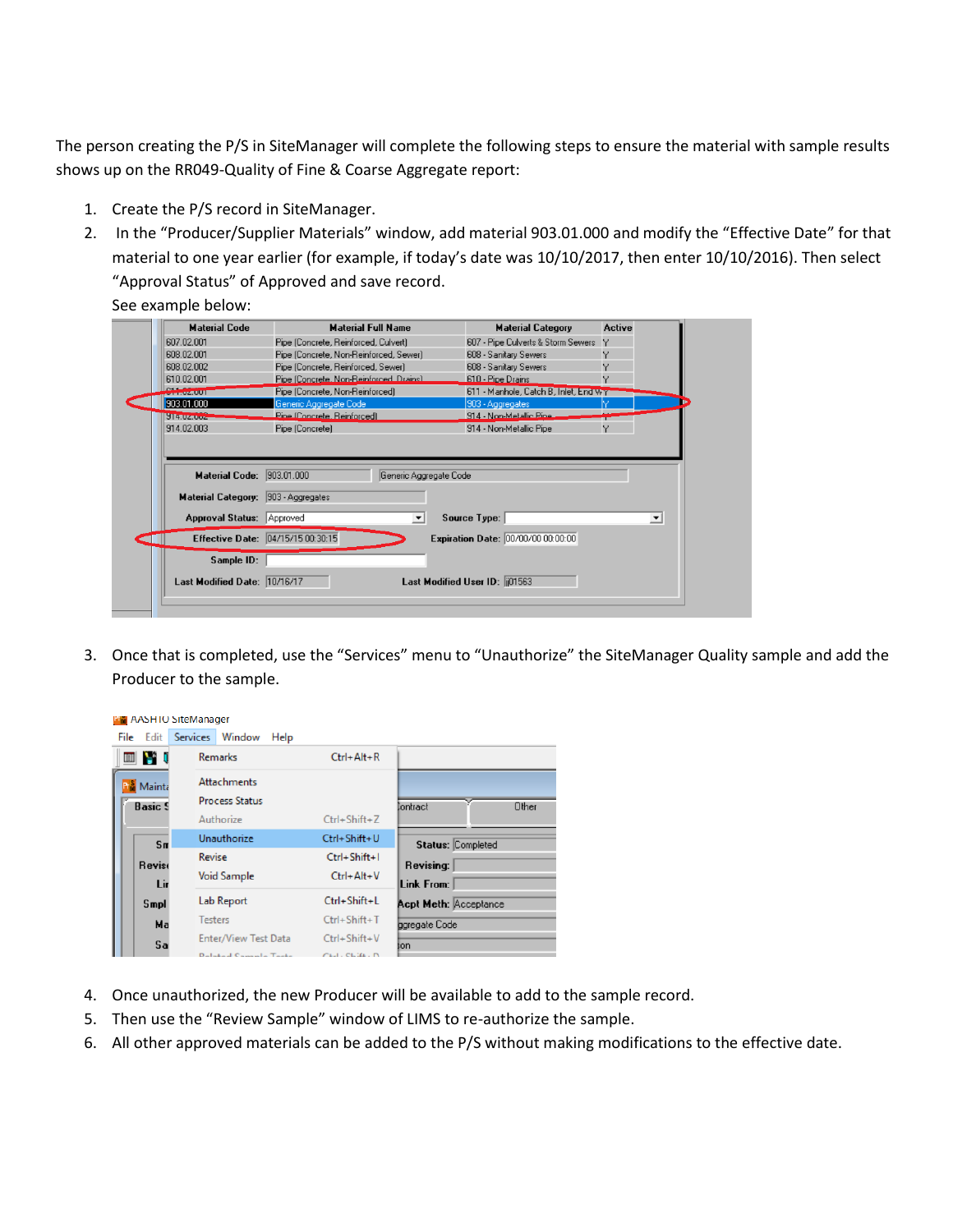The person creating the P/S in SiteManager will complete the following steps to ensure the material with sample results shows up on the RR049-Quality of Fine & Coarse Aggregate report:

1. Create the P/S record in SiteManager.
2. In the "Producer/Supplier Materials" window, add material 903.01.000 and modify the "Effective Date" for that material to one year earlier (for example, if today's date was 10/10/2017, then enter 10/10/2016). Then select "Approval Status" of Approved and save record.
   See example below:
3. Once that is completed, use the "Services" menu to "Unauthorize" the SiteManager Quality sample and add the Producer to the sample.
4. Once unauthorized, the new Producer will be available to add to the sample record.
5. Then use the "Review Sample" window of LIMS to re-authorize the sample.
6. All other approved materials can be added to the P/S without making modifications to the effective date.